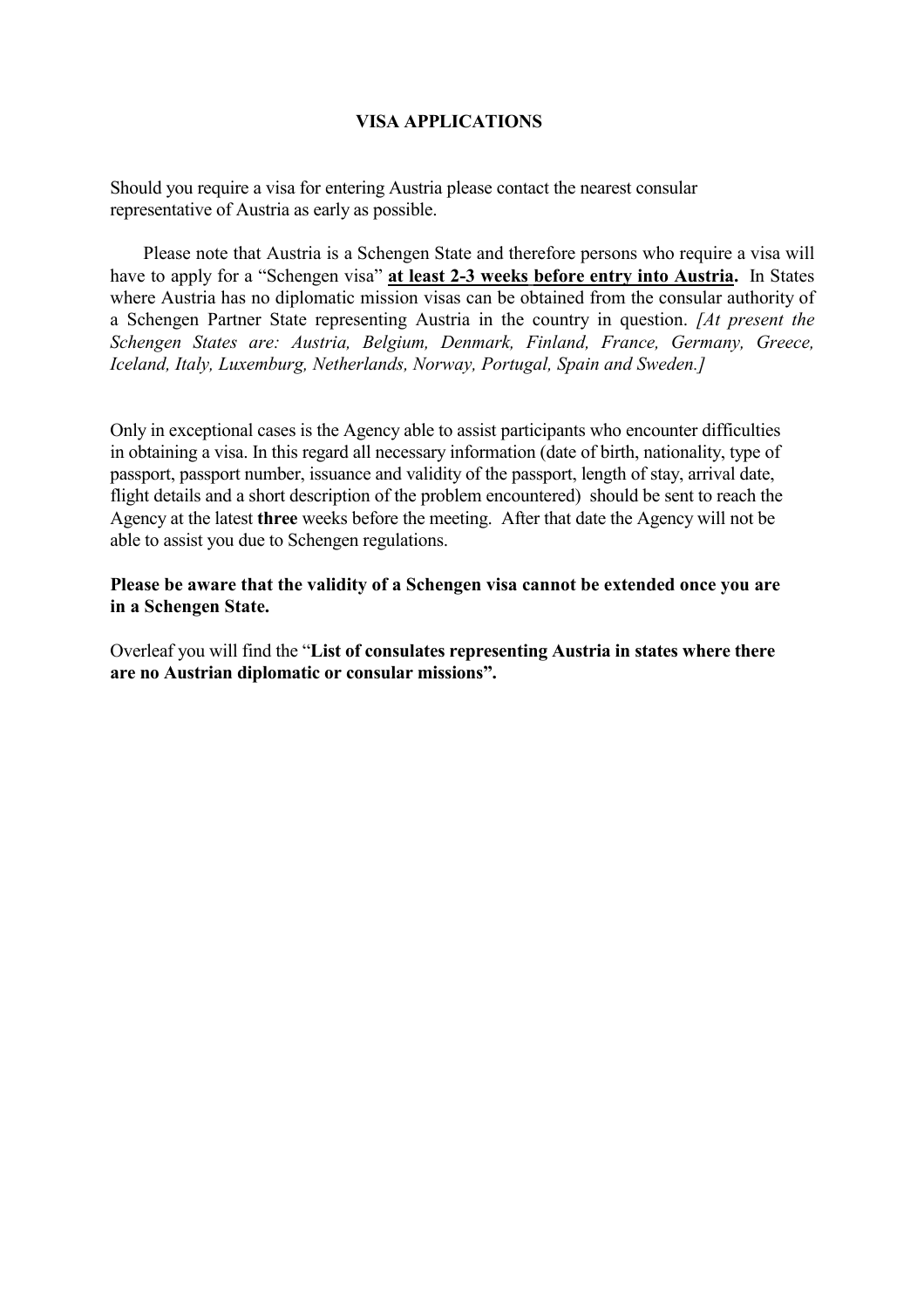# VISA APPLICATIONS

Should you require a visa for entering Austria please contact the nearest consular representative of Austria as early as possible.

Please note that Austria is a Schengen State and therefore persons who require a visa will have to apply for a "Schengen visa" **at least 2-3 weeks before entry into Austria.** In States where Austria has no diplomatic mission visas can be obtained from the consular authority of a Schengen Partner State representing Austria in the country in question. *[At present the Schengen States are: Austria, Belgium, Denmark, Finland, France, Germany, Greece, Iceland, Italy, Luxemburg, Netherlands, Norway, Portugal, Spain and Sweden.]*

Only in exceptional cases is the Agency able to assist participants who encounter difficulties in obtaining a visa. In this regard all necessary information (date of birth, nationality, type of passport, passport number, issuance and validity of the passport, length of stay, arrival date, flight details and a short description of the problem encountered) should be sent to reach the Agency at the latest **three** weeks before the meeting. After that date the Agency will not be able to assist you due to Schengen regulations.

**Please be aware that the validity of a Schengen visa cannot be extended once you are in a Schengen State.**

Overleaf you will find the "**List of consulates representing Austria in states where there are no Austrian diplomatic or consular missions".**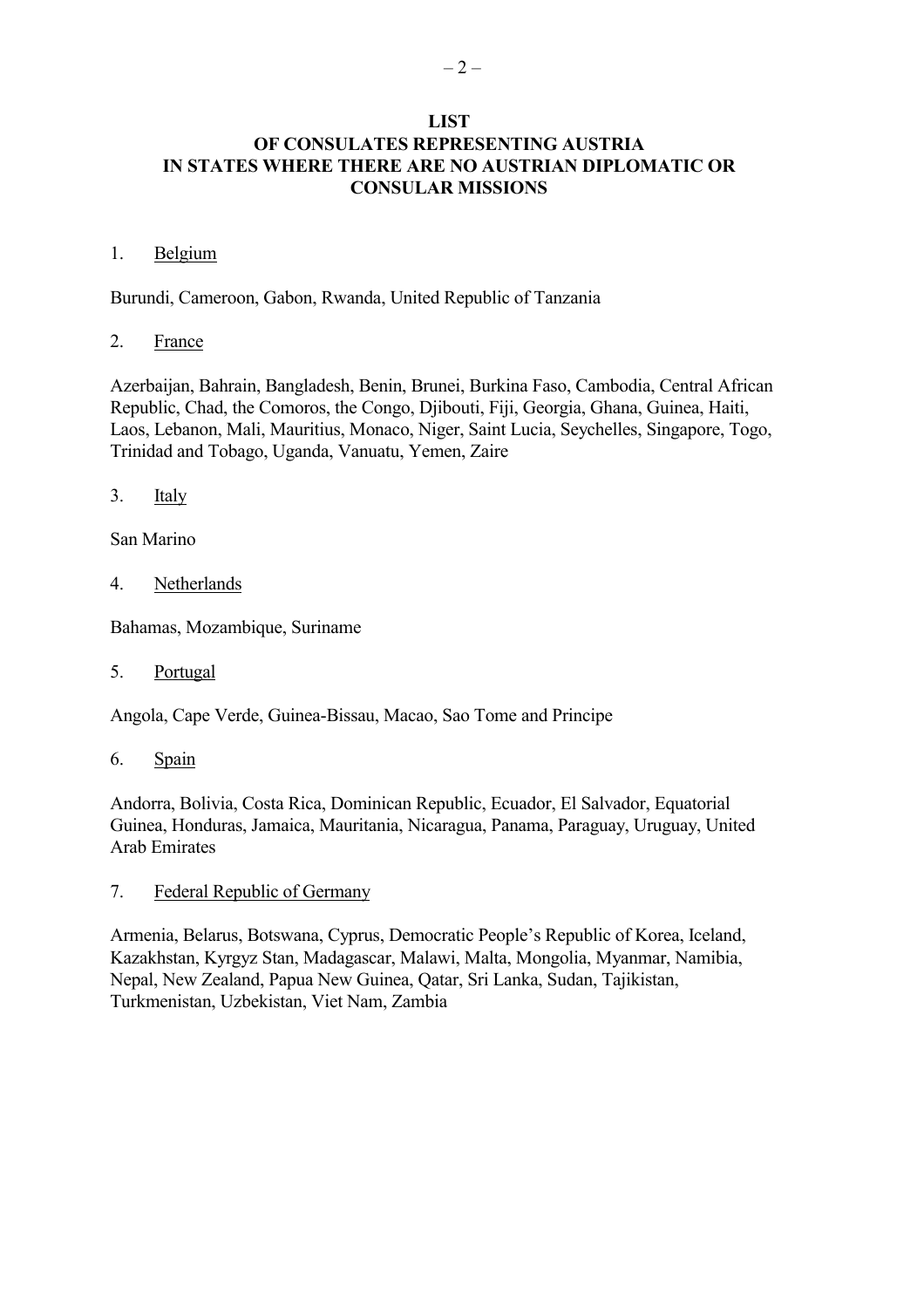# LIST
# OF CONSULATES REPRESENTING AUSTRIA IN STATES WHERE THERE ARE NO AUSTRIAN DIPLOMATIC OR CONSULAR MISSIONS

1. Belgium

Burundi, Cameroon, Gabon, Rwanda, United Republic of Tanzania

2. France

Azerbaijan, Bahrain, Bangladesh, Benin, Brunei, Burkina Faso, Cambodia, Central African Republic, Chad, the Comoros, the Congo, Djibouti, Fiji, Georgia, Ghana, Guinea, Haiti, Laos, Lebanon, Mali, Mauritius, Monaco, Niger, Saint Lucia, Seychelles, Singapore, Togo, Trinidad and Tobago, Uganda, Vanuatu, Yemen, Zaire

3. Italy

San Marino

4. Netherlands

Bahamas, Mozambique, Suriname

5. Portugal

Angola, Cape Verde, Guinea-Bissau, Macao, Sao Tome and Principe

6. Spain

Andorra, Bolivia, Costa Rica, Dominican Republic, Ecuador, El Salvador, Equatorial Guinea, Honduras, Jamaica, Mauritania, Nicaragua, Panama, Paraguay, Uruguay, United Arab Emirates

7. Federal Republic of Germany

Armenia, Belarus, Botswana, Cyprus, Democratic People's Republic of Korea, Iceland, Kazakhstan, Kyrgyz Stan, Madagascar, Malawi, Malta, Mongolia, Myanmar, Namibia, Nepal, New Zealand, Papua New Guinea, Qatar, Sri Lanka, Sudan, Tajikistan, Turkmenistan, Uzbekistan, Viet Nam, Zambia